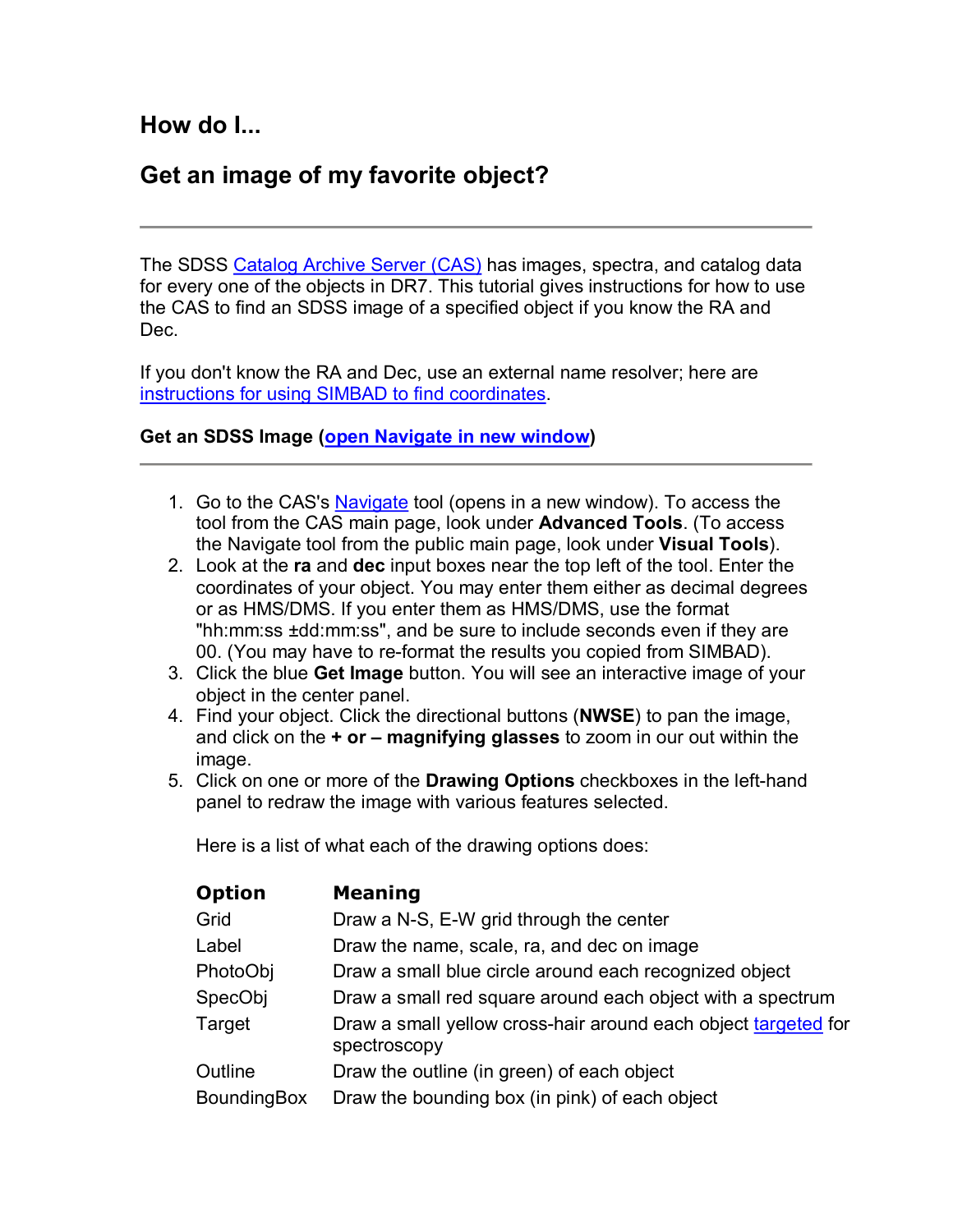## How do I...

## Get an image of my favorite object?

---

The SDSS Catalog Archive Server (CAS) has images, spectra, and catalog data for every one of the objects in DR7. This tutorial gives instructions for how to use the CAS to find an SDSS image of a specified object if you know the RA and Dec.

If you don't know the RA and Dec, use an external name resolver; here are instructions for using SIMBAD to find coordinates.

**Get an SDSS Image (open Navigate in new window)**

---

1. Go to the CAS's Navigate tool (opens in a new window). To access the tool from the CAS main page, look under **Advanced Tools**. (To access the Navigate tool from the public main page, look under **Visual Tools**).
2. Look at the **ra** and **dec** input boxes near the top left of the tool. Enter the coordinates of your object. You may enter them either as decimal degrees or as HMS/DMS. If you enter them as HMS/DMS, use the format "hh:mm:ss ±dd:mm:ss", and be sure to include seconds even if they are 00. (You may have to re-format the results you copied from SIMBAD).
3. Click the blue **Get Image** button. You will see an interactive image of your object in the center panel.
4. Find your object. Click the directional buttons (**NWSE**) to pan the image, and click on the **+ or – magnifying glasses** to zoom in our out within the image.
5. Click on one or more of the **Drawing Options** checkboxes in the left-hand panel to redraw the image with various features selected.

   Here is a list of what each of the drawing options does:

   | Option | Meaning |
   | --- | --- |
   | Grid | Draw a N-S, E-W grid through the center |
   | Label | Draw the name, scale, ra, and dec on image |
   | PhotoObj | Draw a small blue circle around each recognized object |
   | SpecObj | Draw a small red square around each object with a spectrum |
   | Target | Draw a small yellow cross-hair around each object targeted for spectroscopy |
   | Outline | Draw the outline (in green) of each object |
   | BoundingBox | Draw the bounding box (in pink) of each object |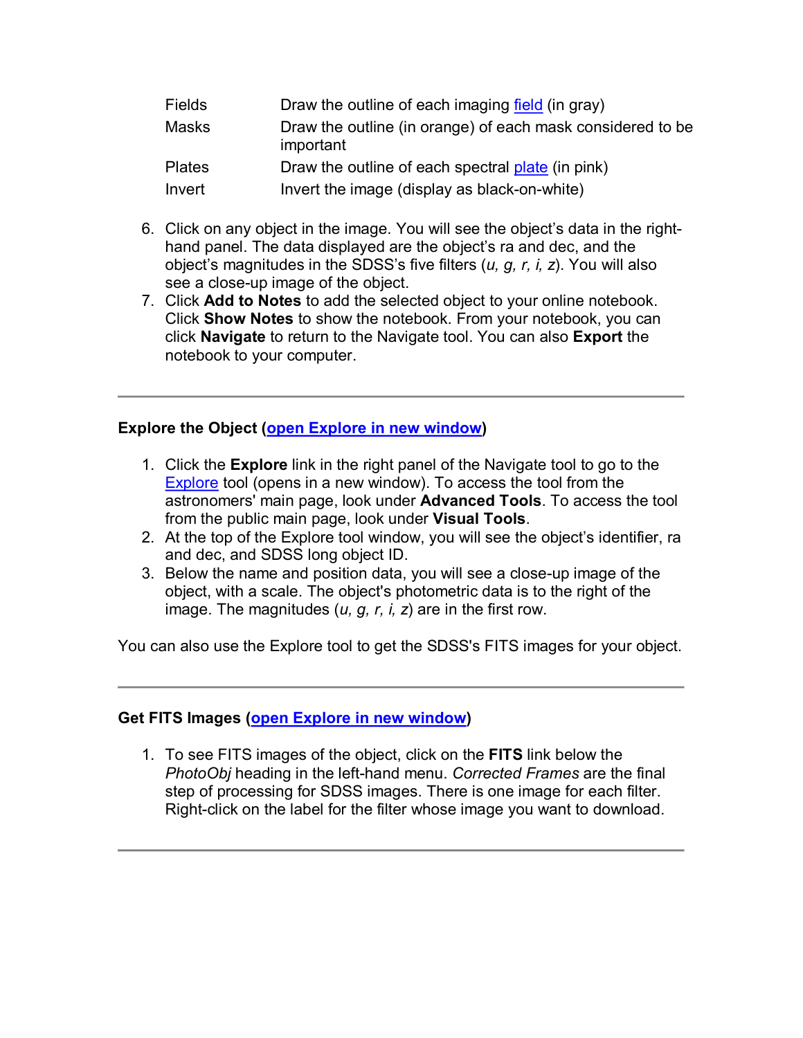| | |
|---|---|
| Fields | Draw the outline of each imaging field (in gray) |
| Masks | Draw the outline (in orange) of each mask considered to be important |
| Plates | Draw the outline of each spectral plate (in pink) |
| Invert | Invert the image (display as black-on-white) |

6. Click on any object in the image. You will see the object's data in the right-hand panel. The data displayed are the object's ra and dec, and the object's magnitudes in the SDSS's five filters (*u, g, r, i, z*). You will also see a close-up image of the object.
7. Click **Add to Notes** to add the selected object to your online notebook. Click **Show Notes** to show the notebook. From your notebook, you can click **Navigate** to return to the Navigate tool. You can also **Export** the notebook to your computer.

---

**Explore the Object (open Explore in new window)**

1. Click the **Explore** link in the right panel of the Navigate tool to go to the Explore tool (opens in a new window). To access the tool from the astronomers' main page, look under **Advanced Tools**. To access the tool from the public main page, look under **Visual Tools**.
2. At the top of the Explore tool window, you will see the object's identifier, ra and dec, and SDSS long object ID.
3. Below the name and position data, you will see a close-up image of the object, with a scale. The object's photometric data is to the right of the image. The magnitudes (*u, g, r, i, z*) are in the first row.

You can also use the Explore tool to get the SDSS's FITS images for your object.

---

**Get FITS Images (open Explore in new window)**

1. To see FITS images of the object, click on the **FITS** link below the *PhotoObj* heading in the left-hand menu. *Corrected Frames* are the final step of processing for SDSS images. There is one image for each filter. Right-click on the label for the filter whose image you want to download.

---